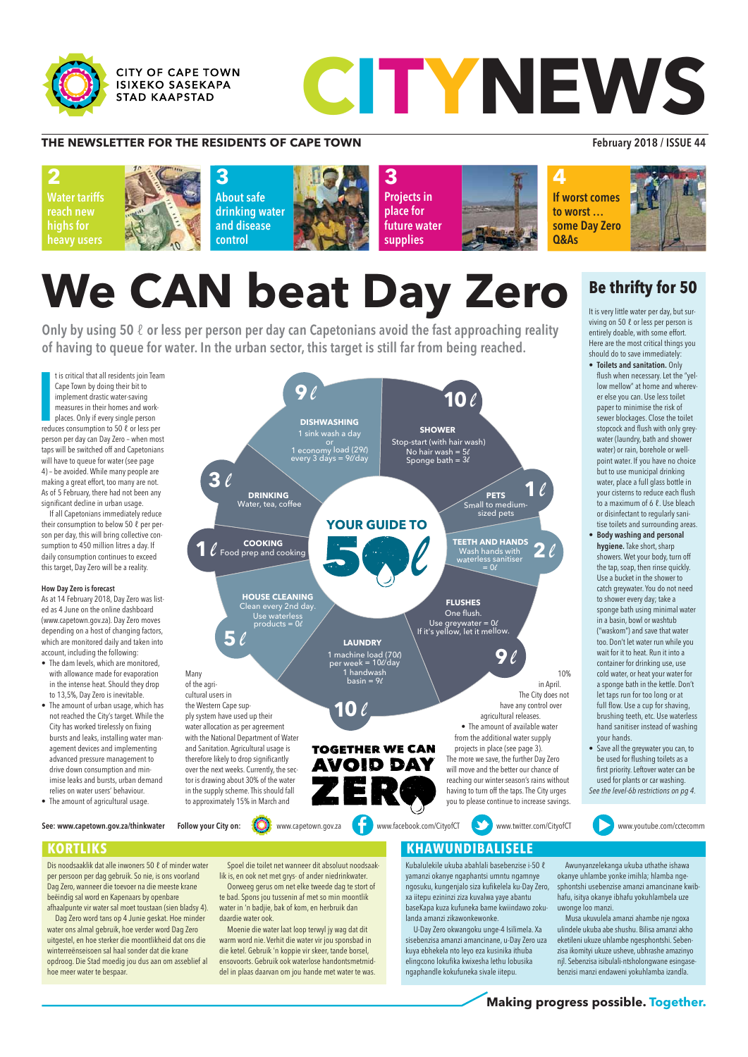CITY OF CAPE TOWN
ISIXEKO SASEKAPA
STAD KAAPSTAD

# CITYNEWS

**THE NEWSLETTER FOR THE RESIDENTS OF CAPE TOWN** — February 2018 / ISSUE 44

- **2** Water tariffs reach new highs for heavy users
- **3** About safe drinking water and disease control
- **3** Projects in place for future water supplies
- **4** If worst comes to worst … some Day Zero Q&As

# We CAN beat Day Zero

**Only by using 50 ℓ or less per person per day can Capetonians avoid the fast approaching reality of having to queue for water. In the urban sector, this target is still far from being reached.**

It is critical that all residents join Team Cape Town by doing their bit to implement drastic water-saving measures in their homes and workplaces. Only if every single person reduces consumption to 50 ℓ or less per person per day can Day Zero – when most taps will be switched off and Capetonians will have to queue for water (see page 4) – be avoided. While many people are making a great effort, too many are not. As of 5 February, there had not been any significant decline in urban usage.

If all Capetonians immediately reduce their consumption to below 50 ℓ per person per day, this will bring collective consumption to 450 million litres a day. If daily consumption continues to exceed this target, Day Zero will be a reality.

### How Day Zero is forecast

As at 14 February 2018, Day Zero was listed as 4 June on the online dashboard (www.capetown.gov.za). Day Zero moves depending on a host of changing factors, which are monitored daily and taken into account, including the following:

- The dam levels, which are monitored, with allowance made for evaporation in the intense heat. Should they drop to 13,5%, Day Zero is inevitable.
- The amount of urban usage, which has not reached the City's target. While the City has worked tirelessly on fixing bursts and leaks, installing water management devices and implementing advanced pressure management to drive down consumption and minimise leaks and bursts, urban demand relies on water users' behaviour.
- The amount of agricultural usage. Many of the agricultural users in the Western Cape supply system have used up their water allocation as per agreement with the National Department of Water and Sanitation. Agricultural usage is therefore likely to drop significantly over the next weeks. Currently, the sector is drawing about 30% of the water in the supply scheme. This should fall to approximately 15% in March and 10% in April. The City does not have any control over agricultural releases.
- The amount of available water from the additional water supply projects in place (see page 3).

The more we save, the further Day Zero will move and the better our chance of reaching our winter season's rains without having to turn off the taps. The City urges you to please continue to increase savings.

### YOUR GUIDE TO 50 ℓ

- **DISHWASHING – 9 ℓ**: 1 sink wash a day or 1 economy load (29ℓ) every 3 days = 9ℓ/day
- **SHOWER – 10 ℓ**: Stop-start (with hair wash). No hair wash = 5ℓ. Sponge bath = 3ℓ
- **PETS – 1 ℓ**: Small to medium-sized pets
- **TEETH AND HANDS – 2 ℓ**: Wash hands with waterless sanitiser = 0ℓ
- **FLUSHES – 9 ℓ**: One flush. Use greywater = 0ℓ. If it's yellow, let it mellow.
- **LAUNDRY – 10 ℓ**: 1 machine load (70ℓ) per week = 10ℓ/day. 1 handwash basin = 9ℓ
- **HOUSE CLEANING – 5 ℓ**: Clean every 2nd day. Use waterless products = 0ℓ
- **COOKING – 1 ℓ**: Food prep and cooking
- **DRINKING – 3 ℓ**: Water, tea, coffee

**TOGETHER WE CAN AVOID DAY ZERO**

## Be thrifty for 50

It is very little water per day, but surviving on 50 ℓ or less per person is entirely doable, with some effort. Here are the most critical things you should do to save immediately:

- **Toilets and sanitation.** Only flush when necessary. Let the "yellow mellow" at home and wherever else you can. Use less toilet paper to minimise the risk of sewer blockages. Close the toilet stopcock and flush with only greywater (laundry, bath and shower water) or rain, borehole or wellpoint water. If you have no choice but to use municipal drinking water, place a full glass bottle in your cisterns to reduce each flush to a maximum of 6 ℓ. Use bleach or disinfectant to regularly sanitise toilets and surrounding areas.
- **Body washing and personal hygiene.** Take short, sharp showers. Wet your body, turn off the tap, soap, then rinse quickly. Use a bucket in the shower to catch greywater. You do not need to shower every day; take a sponge bath using minimal water in a basin, bowl or washtub ("waskom") and save that water too. Don't let water run while you wait for it to heat. Run it into a container for drinking use, use cold water, or heat your water for a sponge bath in the kettle. Don't let taps run for too long or at full flow. Use a cup for shaving, brushing teeth, etc. Use waterless hand sanitiser instead of washing your hands.
- Save all the greywater you can, to be used for flushing toilets as a first priority. Leftover water can be used for plants or car washing.

*See the level-6b restrictions on pg 4.*

See: www.capetown.gov.za/thinkwater

Follow your City on: www.capetown.gov.za | www.facebook.com/CityofCT | www.twitter.com/CityofCT | www.youtube.com/cctecomm

## KORTLIKS

Dis noodsaaklik dat alle inwoners 50 ℓ of minder water per persoon per dag gebruik. So nie, is ons voorland Dag Zero, wanneer die toevoer na die meeste krane beëindig sal word en Kapenaars by openbare afhaalpunte vir water sal moet toustaan (sien bladsy 4).

Dag Zero word tans op 4 Junie geskat. Hoe minder water ons almal gebruik, hoe verder word Dag Zero uitgestel, en hoe sterker die moontlikheid dat ons die winterreënseisoen sal haal sonder dat die krane opdroog. Die Stad moedig jou dus aan om asseblief al hoe meer water te bespaar.

Spoel die toilet net wanneer dit absoluut noodsaaklik is, en ook net met grys- of ander niedrinkwater.

Oorweeg gerus om net elke tweede dag te stort of te bad. Spons jou tussenin af met so min moontlik water in 'n badjie, bak of kom, en herbruik dan daardie water ook.

Moenie die water laat loop terwyl jy wag dat dit warm word nie. Verhit die water vir jou sponsbad in die ketel. Gebruik 'n koppie vir skeer, tande borsel, ensovoorts. Gebruik ook waterlose handontsmetmiddel in plaas daarvan om jou hande met water te was.

## KHAWUNDIBALISELE

Kubalulekile ukuba abahlali basebenzise i-50 ℓ yamanzi okanye ngaphantsi umntu ngamnye ngosuku, kungenjalo siza kufikelela ku-Day Zero, xa iitepu ezininzi ziza kuvalwa yaye abantu baseKapa kuza kufuneka bame kwiindawo zokulanda amanzi zikawonkewonke.

U-Day Zero okwangoku unge-4 Isilimela. Xa sisebenzisa amanzi amancinane, u-Day Zero uza kuya ebhekela nto leyo eza kusinika ithuba elingcono lokufika kwixesha lethu lobusika ngaphandle kokufuneka sivale iitepu.

Awunyanzelekanga ukuba uthathe ishawa okanye uhlambe yonke imihla; hlamba ngesiphontshi usebenzise amanzi amancinane kwibhafu, isitya okanye ibhafu yokuhlambela uze uwonge loo manzi.

Musa ukuvulela amanzi ahambe nje ngoxa ulindele ukuba abe shushu. Bilisa amanzi akho eketileni ukuze uhlambe ngesiphontshi. Sebenzisa ikomityi ukuze usheve, ubrashe amazinyo njl. Sebenzisa isibulali-ntsholongwane esingasebenzisi manzi endaweni yokuhlamba izandla.

**Making progress possible. Together.**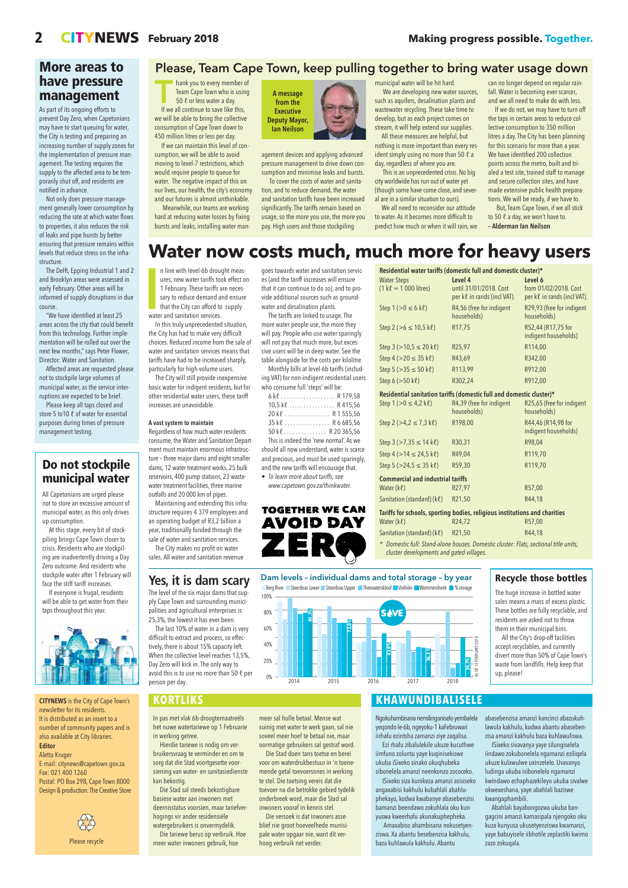## More areas to have pressure management

As part of its ongoing efforts to prevent Day Zero, when Capetonians may have to start queuing for water, the City is testing and preparing an increasing number of supply zones for the implementation of pressure management. The testing requires the supply to the affected area to be temporarily shut off, and residents are notified in advance.

Not only does pressure management generally lower consumption by reducing the rate at which water flows to properties, it also reduces the risk of leaks and pipe bursts by better ensuring that pressure remains within levels that reduce stress on the infrastructure.

The Delft, Epping Industrial 1 and 2 and Brooklyn areas were assessed in early February. Other areas will be informed of supply disruptions in due course.

"We have identified at least 25 areas across the city that could benefit from this technology. Further implementation will be rolled out over the next few months," says Peter Flower, Director: Water and Sanitation.

Affected areas are requested please not to stockpile large volumes of municipal water, as the service interruptions are expected to be brief.

Please keep all taps closed and store 5 to10 ℓ of water for essential purposes during times of pressure management testing.

## Do not stockpile municipal water

All Capetonians are urged please not to store an excessive amount of municipal water, as this only drives up consumption.

At this stage, every bit of stockpiling brings Cape Town closer to crisis. Residents who are stockpiling are inadvertently driving a Day Zero outcome. And residents who stockpile water after 1 February will face the stiff tariff increases.

If everyone is frugal, residents will be able to get water from their taps throughout this year.

**CITYNEWS** is the City of Cape Town's newsletter for its residents.
It is distributed as an insert to a number of community papers and is also available at City libraries.

**Editor**
Aletta Kruger
E-mail: citynews@capetown.gov.za
Fax: 021 400 1260
Postal: PO Box 298, Cape Town 8000
Design & production: The Creative Store

Please recycle

## Please, Team Cape Town, keep pulling together to bring water usage down

**A message from the Executive Deputy Mayor, Ian Neilson**

Thank you to every member of Team Cape Town who is using 50 ℓ or less water a day.

If we all continue to save like this, we will be able to bring the collective consumption of Cape Town down to 450 million litres or less per day.

If we can maintain this level of consumption, we will be able to avoid moving to level-7 restrictions, which would require people to queue for water. The negative impact of this on our lives, our health, the city's economy and our futures is almost unthinkable.

Meanwhile, our teams are working hard at reducing water losses by fixing bursts and leaks, installing water management devices and applying advanced pressure management to drive down consumption and minimise leaks and bursts.

To cover the costs of water and sanitation, and to reduce demand, the water and sanitation tariffs have been increased significantly. The tariffs remain based on usage, so the more you use, the more you pay. High users and those stockpiling municipal water will be hit hard.

We are developing new water sources, such as aquifers, desalination plants and wastewater recycling. These take time to develop, but as each project comes on stream, it will help extend our supplies.

All these measures are helpful, but nothing is more important than every resident simply using no more than 50 ℓ a day, regardless of where you are.

This is an unprecedented crisis. No big city worldwide has run out of water yet (though some have come close, and several are in a similar situation to ours).

We all need to reconsider our attitude to water. As it becomes more difficult to predict how much or when it will rain, we can no longer depend on regular rainfall. Water is becoming ever scarcer, and we all need to make do with less.

If we do not, we may have to turn off the taps in certain areas to reduce collective consumption to 350 million litres a day. The City has been planning for this scenario for more than a year. We have identified 200 collection points across the metro, built and trialed a test site, trained staff to manage and secure collection sites, and have made extensive public health preparations. We will be ready, if we have to.

But, Team Cape Town, if we all stick to 50 ℓ a day, we won't have to.

**– Alderman Ian Neilson**

# Water now costs much, much more for heavy users

In line with level-6b drought measures, new water tariffs took effect on 1 February. These tariffs are necessary to reduce demand and ensure that the City can afford to supply water and sanitation services.

In this truly unprecedented situation, the City has had to make very difficult choices. Reduced income from the sale of water and sanitation services means that tariffs have had to be increased sharply, particularly for high-volume users.

The City will still provide inexpensive basic water for indigent residents, but for other residential water users, these tariff increases are unavoidable.

**A vast system to maintain**

Regardless of how much water residents consume, the Water and Sanitation Department must maintain enormous infrastructure – three major dams and eight smaller dams, 12 water treatment works, 25 bulk reservoirs, 400 pump stations, 23 wastewater treatment facilities, three marine outfalls and 20 000 km of pipes.

Maintaining and extending this infrastructure requires 4 379 employees and an operating budget of R3,2 billion a year, traditionally funded through the sale of water and sanitation services.

The City makes no profit on water sales. All water and sanitation revenue goes towards water and sanitation services (and the tariff increases will ensure that it can continue to do so), and to provide additional sources such as groundwater and desalination plants.

The tariffs are linked to usage. The more water people use, the more they will pay. People who use water sparingly will not pay that much more, but excessive users will be in deep water. See the table alongside for the costs per kilolitre.

Monthly bills at level-6b tariffs (including VAT) for non-indigent residential users who consume full 'steps' will be:

| | |
|---|---|
| 6 kℓ | R 179,58 |
| 10,5 kℓ | R 415,56 |
| 20 kℓ | R 1 555,56 |
| 35 kℓ | R 6 685,56 |
| 50 kℓ | R 20 365,56 |

This is indeed the 'new normal'. As we should all now understand, water is scarce and precious, and must be used sparingly, and the new tariffs will encourage that.

- *To learn more about tariffs, see www.capetown.gov.za/thinkwater.*

TOGETHER WE CAN AVOID DAY ZERO

| Residential water tariffs (domestic full and domestic cluster)* | | |
|---|---|---|
| Water Steps (1 kℓ = 1 000 litres) | Level 4 until 31/01/2018. Cost per kℓ in rands (incl VAT). | Level 6 from 01/02/2018. Cost per kℓ in rands (incl VAT). |
| Step 1 (>0 ≤ 6 kℓ) | R4,56 (free for indigent households) | R29,93 (free for indigent households) |
| Step 2 (>6 ≤ 10,5 kℓ) | R17,75 | R52,44 (R17,75 for indigent households) |
| Step 3 (>10,5 ≤ 20 kℓ) | R25,97 | R114,00 |
| Step 4 (>20 ≤ 35 kℓ) | R43,69 | R342,00 |
| Step 5 (>35 ≤ 50 kℓ) | R113,99 | R912,00 |
| Step 6 (>50 kℓ) | R302,24 | R912,00 |
| **Residential sanitation tariffs (domestic full and domestic cluster)*** | | |
| Step 1 (>0 ≤ 4,2 kℓ) | R4,39 (free for indigent households) | R25,65 (free for indigent households) |
| Step 2 (>4,2 ≤ 7,3 kℓ) | R198,00 | R44,46 (R14,98 for indigent households) |
| Step 3 (>7,35 ≤ 14 kℓ) | R30,31 | R98,04 |
| Step 4 (>14 ≤ 24,5 kℓ) | R49,04 | R119,70 |
| Step 5 (>24,5 ≤ 35 kℓ) | R59,30 | R119,70 |
| **Commercial and industrial tariffs** | | |
| Water (kℓ) | R27,97 | R57,00 |
| Sanitation (standard) (kℓ) | R21,50 | R44,18 |
| **Tariffs for schools, sporting bodies, religious institutions and charities** | | |
| Water (kℓ) | R24,72 | R57,00 |
| Sanitation (standard) (kℓ) | R21,50 | R44,18 |

*\* Domestic full: Stand-alone houses. Domestic cluster: Flats, sectional title units, cluster developments and gated villages.*

## Yes, it is dam scary

The level of the six major dams that supply Cape Town and surrounding municipalities and agricultural enterprises is 25,3%, the lowest it has ever been.

The last 10% of water in a dam is very difficult to extract and process, so effectively, there is about 15% capacity left. When the collective level reaches 13,5%, Day Zero will kick in. The only way to avoid this is to use no more than 50 ℓ per person per day.

**Dam levels – individual dams and total storage – by year**

Berg River, Steenbras Lower, Steenbras Upper, Theewaterskloof, Voëlvlei, Wemmershoek, % storage

% storage: 2014: 85,3%; 2015: 72,0%; 2016: 42,0%; 2017: 36,2%; 2018: 26,3%

SAVE

AS OF 13 FEBRUARY 2018

## Recycle those bottles

The huge increase in bottled water sales means a mass of excess plastic. These bottles are fully recyclable, and residents are asked not to throw them in their municipal bins.

All the City's drop-off facilities accept recyclables, and currently divert more than 50% of Cape Town's waste from landfills. Help keep that up, please!

## KORTLIKS

In pas met vlak 6b-droogtemaatreëls het nuwe watertariewe op 1 Februarie in werking getree.

Hierdie tariewe is nodig om verbruikersvraag te verminder en om te sorg dat die Stad voortgesette voorsiening van water- en sanitasiedienste kan bekostig.

Die Stad sal steeds bekostigbare basiese water aan inwoners met deernisstatus voorsien, maar tariefverhogings vir ander residensiële watergebruikers is onvermydelik.

Die tariewe berus op verbruik. Hoe meer water inwoners gebruik, hoe meer sal hulle betaal. Mense wat suinig met water te werk gaan, sal nie soveel meer hoef te betaal nie, maar oormatige gebruikers sal gestraf word.

Die Stad doen tans toetse en berei voor om waterdrukbestuur in 'n toenemende getal toevoersones in werking te stel. Die toetsing vereis dat die toevoer na die betrokke gebied tydelik onderbreek word, maar die Stad sal inwoners vooraf in kennis stel.

Die versoek is dat inwoners asseblief nie groot hoeveelhede munisipale water opgaar nie, want dit verhoog verbruik net verder.

## KHAWUNDIBALISELE

Ngokuhambisana nemilinganiselo yembalela yeqondo le-6b, ngeyoku-1 kaFebruwari iirhafu ezintsha zamanzi ziye zaqalisa.

Ezi rhafu zibalulekile ukuze kucuthwe iimfuno zoluntu yaye kuqinisekiswe ukuba iSixeko sinako ukuqhubeka sibonelela amanzi neenkonzo zococeko.

ISixeko sisa kunikeza amanzi asisiseko angaxabisi kakhulu kubahlali abahlupheka, kodwa kwabanye abasebenzisi bamanzi beendawo zokuhlala oku kunyuswa kweerhafu akunakuphepheka.

Amaxabiso ahambisana nokusetyenziswa. Xa abantu besebenzisa kakhulu, baza kuhlawula kakhulu. Abantu abasebenzisa amanzi kancinci abazukuhlawula kakhulu, kodwa abantu abasebenzisa amanzi kakhulu baza kuhlawuliswa.

ISixeko sivavanya yaye silungiselela iindawo zokubonelela ngamanzi eziliqela ukuze kulawulwe uxinzelelo. Uvavanyo ludinga ukuba isibonelelo ngamanzi kwindawo echaphazelekileyo ukuba sivalwe okwexeshana, yaye abahlali baziswe kwangaphambili.

Abahlali bayabongozwa ukuba bangagcini amanzi kamasipala njengoko oku kuza kunyusa ukusetyenziswa kwamanzi, yaye babuyisele iibhotile zeplastiki kwimo zazo zokuqala.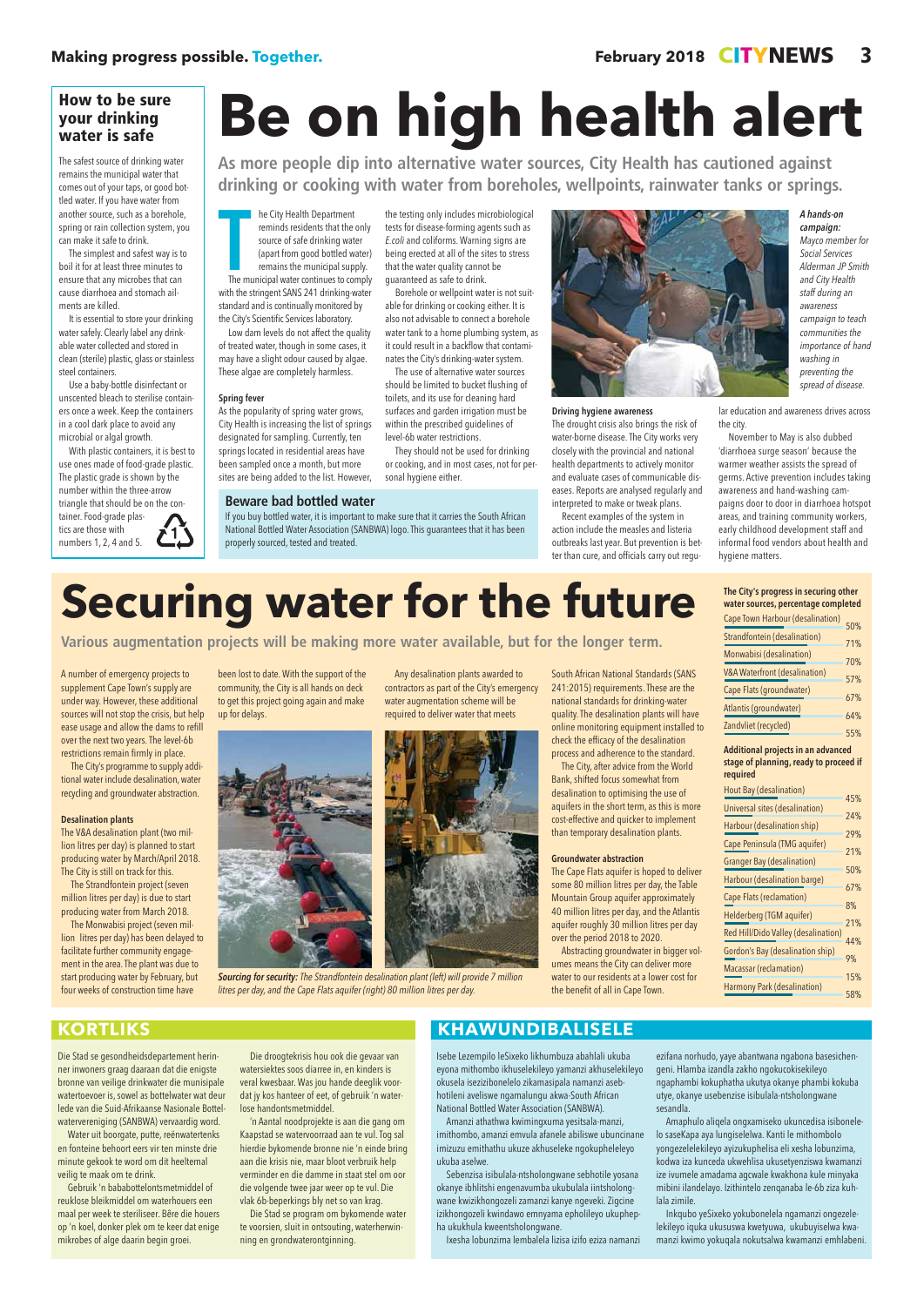## How to be sure your drinking water is safe

The safest source of drinking water remains the municipal water that comes out of your taps, or good bottled water. If you have water from another source, such as a borehole, spring or rain collection system, you can make it safe to drink.

The simplest and safest way is to boil it for at least three minutes to ensure that any microbes that can cause diarrhoea and stomach ailments are killed.

It is essential to store your drinking water safely. Clearly label any drinkable water collected and stored in clean (sterile) plastic, glass or stainless steel containers.

Use a baby-bottle disinfectant or use one sterilising water to sterilise containers once a week. Keep the containers in a cool dark place to avoid any microbial or algal growth.

With plastic containers, it is best to use ones made of food-grade plastic. The plastic grade is shown by the number within the three-arrow triangle that should be on the container. Food-grade plastics are those with numbers 1, 2, 4 and 5.

# Be on high health alert

**As more people dip into alternative water sources, City Health has cautioned against drinking or cooking with water from boreholes, wellpoints, rainwater tanks or springs.**

The City Health Department reminds residents that the only source of safe drinking water (apart from good bottled water) remains the municipal supply.

The municipal water continues to comply with the stringent SANS 241 drinking-water standard and is continually monitored by the City's Scientific Services laboratory.

Low dam levels do not affect the quality of treated water, though in some cases, it may have a slight odour caused by algae. These algae are completely harmless.

### Spring fever

As the popularity of spring water grows, City Health is increasing the list of springs designated for sampling. Currently, ten springs located in residential areas have been sampled once a month, but more sites are being added to the list. However, the testing only includes microbiological tests for disease-forming agents such as *E.coli* and coliforms. Warning signs are being erected at all of the sites to stress that the water quality cannot be guaranteed as safe to drink.

Borehole or wellpoint water is not suitable for drinking or cooking either. It is also not advisable to connect a borehole water tank to a home plumbing system, as it could result in a backflow that contaminates the City's drinking-water system.

The use of alternative water sources should be limited to bucket flushing of toilets, and its use for cleaning hard surfaces and garden irrigation must be within the prescribed guidelines of level-6b water restrictions.

They should not be used for drinking or cooking, and in most cases, not for personal hygiene either.

### Beware bad bottled water

If you buy bottled water, it is important to make sure that it carries the South African National Bottled Water Association (SANBWA) logo. This guarantees that it has been properly sourced, tested and treated.

*A hands-on campaign: Mayco member for Social Services Alderman JP Smith and City Health staff during an awareness campaign to teach communities the importance of hand washing in preventing the spread of disease.*

### Driving hygiene awareness

The drought crisis also brings the risk of water-borne disease. The City works very closely with the provincial and national health departments to actively monitor and evaluate cases of communicable diseases. Reports are analysed regularly and interpreted to make or tweak plans.

Recent examples of the system in action include the measles and listeria outbreaks last year. But prevention is better than cure, and officials carry out regular education and awareness drives across the city.

November to May is also dubbed 'diarrhoea surge season' because the warmer weather assists the spread of germs. Active prevention includes taking awareness and hand-washing campaigns door to door in diarrhoea hotspot areas, and training community workers, early childhood development staff and informal food vendors about health and hygiene matters.

# Securing water for the future

**Various augmentation projects will be making more water available, but for the longer term.**

A number of emergency projects to supplement Cape Town's supply are under way. However, these additional sources will not stop the crisis, but help ease usage and allow the dams to refill over the next two years. The level-6b restrictions remain firmly in place.

The City's programme to supply additional water include desalination, water recycling and groundwater abstraction.

### Desalination plants

The V&A desalination plant (two million litres per day) is planned to start producing water by March/April 2018. The City is still on track for this.

The Strandfontein project (seven million litres per day) is due to start producing water from March 2018.

The Monwabisi project (seven million litres per day) has been delayed to facilitate further community engagement in the area. The plant was due to start producing water by February, but four weeks of construction time have been lost to date. With the support of the community, the City is all hands on deck to get this project going again and make up for delays.

Any desalination plants awarded to contractors as part of the City's emergency water augmentation scheme will be required to deliver water that meets South African National Standards (SANS 241:2015) requirements. These are the national standards for drinking-water quality. The desalination plants will have online monitoring equipment installed to check the efficacy of the desalination process and adherence to the standard.

The City, after advice from the World Bank, shifted focus somewhat from desalination to optimising the use of aquifers in the short term, as this is more cost-effective and quicker to implement than temporary desalination plants.

*Sourcing for security: The Strandfontein desalination plant (left) will provide 7 million litres per day, and the Cape Flats aquifer (right) 80 million litres per day.*

### Groundwater abstraction

The Cape Flats aquifer is hoped to deliver some 80 million litres per day, the Table Mountain Group aquifer approximately 40 million litres per day, and the Atlantis aquifer roughly 30 million litres per day over the period 2018 to 2020.

Abstracting groundwater in bigger volumes means the City can deliver more water to our residents at a lower cost for the benefit of all in Cape Town.

**The City's progress in securing other water sources, percentage completed**

| Project | % |
|---|---|
| Cape Town Harbour (desalination) | 50% |
| Strandfontein (desalination) | 71% |
| Monwabisi (desalination) | 70% |
| V&A Waterfront (desalination) | 57% |
| Cape Flats (groundwater) | 67% |
| Atlantis (groundwater) | 64% |
| Zandvliet (recycled) | 55% |

**Additional projects in an advanced stage of planning, ready to proceed if required**

| Project | % |
|---|---|
| Hout Bay (desalination) | 45% |
| Universal sites (desalination) | 24% |
| Harbour (desalination ship) | 29% |
| Cape Peninsula (TMG aquifer) | 21% |
| Granger Bay (desalination) | 50% |
| Harbour (desalination barge) | 67% |
| Cape Flats (reclamation) | 8% |
| Helderberg (TGM aquifer) | 21% |
| Red Hill/Dido Valley (desalination) | 44% |
| Gordon's Bay (desalination ship) | 9% |
| Macassar (reclamation) | 15% |
| Harmony Park (desalination) | 58% |

## KORTLIKS

Die Stad se gesondheidsdepartement herinner inwoners graag daaraan dat die enigste bronne van veilige drinkwater die munisipale watertoevoer is, sowel as bottelwater wat deur lede van die Suid-Afrikaanse Nasionale Bottelwatervereniging (SANBWA) vervaardig word.

Water uit boorgate, putte, reënwatertenks en fonteine behoort eers vir ten minste drie minute gekook te word om dit heeltemal veilig te maak om te drink.

Gebruik 'n bababottelontsmetmiddel of reuklose bleikmiddel om waterhouers een maal per week te steriliseer. Bêre die houers op 'n koel, donker plek om te keer dat enige mikrobes of alge daarin begin groei.

Die droogtekrisis hou ook die gevaar van watersiektes soos diarree in, en kinders is veral kwesbaar. Was jou hande deeglik voordat jy kos hanteer of eet, of gebruik 'n waterlose handontsmetmiddel.

'n Aantal noodprojekte is aan die gang om Kaapstad se watervoorraad aan te vul. Tog sal hierdie bykomende bronne nie 'n einde bring aan die krisis nie, maar bloot verbruik help verminder en die damme in staat stel om oor die volgende twee jaar weer op te vul. Die vlak 6b-beperkings bly net so van krag.

Die Stad se program om bykomende water te voorsien, sluit in ontsouting, waterherwinning en grondwaterontginning.

## KHAWUNDIBALISELE

Isebe Lezempilo leSixeko likhumbuza abahlali ukuba eyona mithombo ikhuselekileyo yamanzi akhuselekileyo okusela iseziziбonelelo zikamasipala namanzi asebhotileni aveliswe ngamalungu akwa-South African National Bottled Water Association (SANBWA).

Amanzi athathwa kwimingxuma yesitsala-manzi, imithombo, amanzi emvula afanele abiliswe ubuncinane imizuzu emithathu ukuze akhuseleke ngokupheleleyo ukuba aselwe.

Sebenzisa isibulala-ntsholongwane sebhotile yosana okanye ibhlitshi engenavumba ukubulala iintsholongwane kwizikhongozeli zamanzi kanye ngeveki. Zigcine izikhongozeli kwindawo emnyama epholileyo ukuphepha ukukhula kweentsholongwane.

Ixesha lobunzima lembalela lizisa izifo eziza namanzi ezifana norhudo, yaye abantwana ngabona basesichengeni. Hlamba izandla zakho ngokucokisekileyo ngaphambi kokuphatha ukutya okanye phambi kokuba utye, okanye usebenzise isibulala-ntsholongwane sesandla.

Amaphulo aliqela ongxamiseko ukuncedisa isibonelelo saseKapa aya lungiselelwa. Kanti le mithombolo yongezelelekileyo ayizukuphelisa eli xesha lobunzima, kodwa iza kunceda ukwehlisa ukusetyenziswa kwamanzi ize ivumele amadama agcwale kwakhona kule minyaka mibini ilandelayo. Izithintelo zenqanaba le-6b ziza kuhlala zimile.

Inkqubo yeSixeko yokubonelela ngamanzi ongezelelekileyo iquka ukususwa kwetyuwa, ukubuyiselwa kwamanzi kwimo yokuqala nokutsalwa kwamanzi emhlabeni.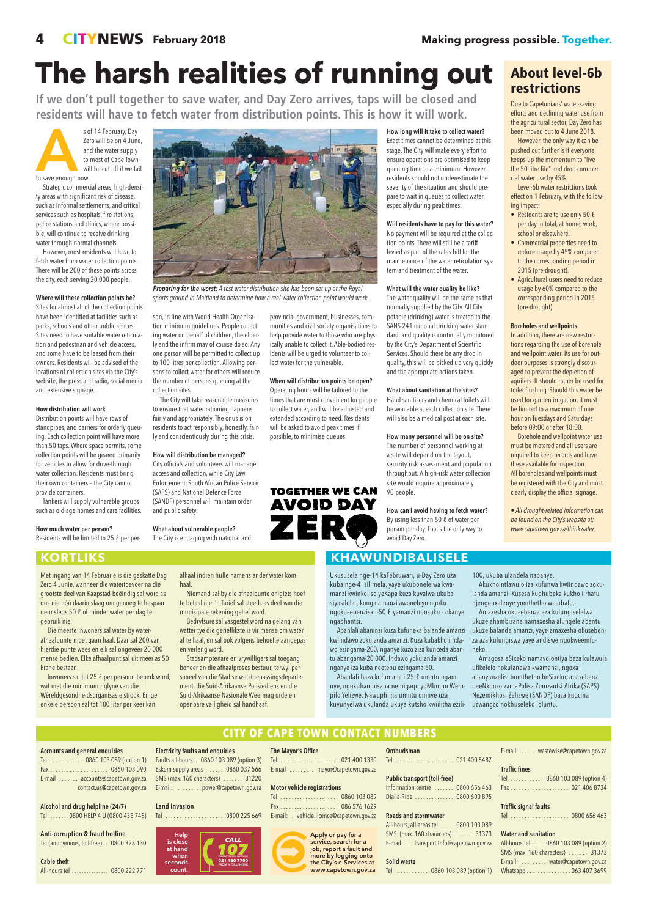# The harsh realities of running out

**If we don't pull together to save water, and Day Zero arrives, taps will be closed and residents will have to fetch water from distribution points. This is how it will work.**

As of 14 February, Day Zero will be on 4 June, and the water supply to most of Cape Town will be cut off if we fail to save enough now.

Strategic commercial areas, high-density areas with significant risk of disease, such as informal settlements, and critical services such as hospitals, fire stations, police stations and clinics, where possible, will continue to receive drinking water through normal channels.

However, most residents will have to fetch water from water collection points. There will be 200 of these points across the city, each serving 20 000 people.

**Where will these collection points be?**

Sites for almost all of the collection points have been identified at facilities such as parks, schools and other public spaces. Sites need to have suitable water reticulation and pedestrian and vehicle access, and some have to be leased from their owners. Residents will be advised of the locations of collection sites via the City's website, the press and radio, social media and extensive signage.

**How distribution will work**

Distribution points will have rows of standpipes, and barriers for orderly queuing. Each collection point will have more than 50 taps. Where space permits, some collection points will be geared primarily for vehicles to allow for drive-through water collection. Residents must bring their own containers – the City cannot provide containers.

Tankers will supply vulnerable groups such as old-age homes and care facilities.

**How much water per person?**

Residents will be limited to 25 ℓ per person, in line with World Health Organisation minimum guidelines. People collecting water on behalf of children, the elderly and the infirm may of course do so. Any one person will be permitted to collect up to 100 litres per collection. Allowing persons to collect water for others will reduce the number of persons queuing at the collection sites.

The City will take reasonable measures to ensure that water rationing happens fairly and appropriately. The onus is on residents to act responsibly, honestly, fairly and conscientiously during this crisis.

**How will distribution be managed?**

City officials and volunteers will manage access and collection, while City Law Enforcement, South African Police Service (SAPS) and National Defence Force (SANDF) personnel will maintain order and public safety.

**What about vulnerable people?**

The City is engaging with national and provincial government, businesses, communities and civil society organisations to help provide water to those who are physically unable to collect it. Able-bodied residents will be urged to volunteer to collect water for the vulnerable.

**When will distribution points be open?**

Operating hours will be tailored to the times that are most convenient for people to collect water, and will be adjusted and extended according to need. Residents will be asked to avoid peak times if possible, to minimise queues.

*Preparing for the worst:* *A test water distribution site has been set up at the Royal sports ground in Maitland to determine how a real water collection point would work.*

**How long will it take to collect water?**

Exact times cannot be determined at this stage. The City will make every effort to ensure operations are optimised to keep queuing time to a minimum. However, residents should not underestimate the severity of the situation and should prepare to wait in queues to collect water, especially during peak times.

**Will residents have to pay for this water?**

No payment will be required at the collection points. There will still be a tariff levied as part of the rates bill for the maintenance of the water reticulation system and treatment of the water.

**What will the water quality be like?**

The water quality will be the same as that normally supplied by the City. All City potable (drinking) water is treated to the SANS 241 national drinking-water standard, and quality is continually monitored by the City's Department of Scientific Services. Should there be any drop in quality, this will be picked up very quickly and the appropriate actions taken.

**What about sanitation at the sites?**

Hand sanitisers and chemical toilets will be available at each collection site. There will also be a medical post at each site.

**How many personnel will be on site?**

The number of personnel working at a site will depend on the layout, security risk assessment and population throughput. A high-risk water collection site would require approximately 90 people.

**How can I avoid having to fetch water?**

By using less than 50 ℓ of water per person per day. That's the only way to avoid Day Zero.

TOGETHER WE CAN AVOID DAY ZERO

## About level-6b restrictions

Due to Capetonians' water-saving efforts and declining water use from the agricultural sector, Day Zero has been moved out to 4 June 2018.

However, the only way it can be pushed out further is if everyone keeps up the momentum to "live the 50-litre life" and drop commercial water use by 45%.

Level-6b water restrictions took effect on 1 February, with the following impact:

- Residents are to use only 50 ℓ per day in total, at home, work, school or elsewhere.
- Commercial properties need to reduce usage by 45% compared to the corresponding period in 2015 (pre-drought).
- Agricultural users need to reduce usage by 60% compared to the corresponding period in 2015 (pre-drought).

**Boreholes and wellpoints**

In addition, there are new restrictions regarding the use of borehole and wellpoint water. Its use for outdoor purposes is strongly discouraged to prevent the depletion of aquifers. It should rather be used for toilet flushing. Should this water be used for garden irrigation, it must be limited to a maximum of one hour on Tuesdays and Saturdays before 09:00 or after 18:00.

Borehole and wellpoint water use must be metered and all users are required to keep records and have these available for inspection.

All boreholes and wellpoints must be registered with the City and must clearly display the official signage.

*• All drought-related information can be found on the City's website at: www.capetown.gov.za/thinkwater.*

## KORTLIKS

Met ingang van 14 Februarie is die geskatte Dag Zero 4 Junie, wanneer die watertoevoer na die grootste deel van Kaapstad beëindig sal word as ons nie nóú daarin slaag om genoeg te bespaar deur slegs 50 ℓ of minder water per dag te gebruik nie.

Die meeste inwoners sal water by waterafhaalpunte moet gaan haal. Daar sal 200 van hierdie punte wees en elk sal ongeveer 20 000 mense bedien. Elke afhaalpunt sal uit meer as 50 krane bestaan.

Inwoners sal tot 25 ℓ per persoon beperk word, wat met die minimum riglyne van die Wêreldgesondheidsorganisasie strook. Enige enkele persoon sal tot 100 liter per keer kan afhaal indien hulle namens ander water kom haal.

Niemand sal by die afhaalpunte enigiets hoef te betaal nie. 'n Tarief sal steeds as deel van die munisipale rekening gehef word.

Bedryfsure sal vasgestel word na gelang van watter tye die gerieflikste is vir mense om water af te haal, en sal ook volgens behoefte aangepas en verleng word.

Stadsamptenare en vrywilligers sal toegang beheer en die afhaalproses bestuur, terwyl personeel van die Stad se wetstoepassingsdepartement, die Suid-Afrikaanse Polisiediens en die Suid-Afrikaanse Nasionale Weermag orde en openbare veiligheid sal handhaaf.

## KHAWUNDIBALISELE

Ukususela nge-14 kaFebruwari, u-Day Zero uza kuba nge-4 Isilimela, yaye ubonelelwa kwamanzi kwinkoliso yeKapa kuza kuvalwa ukuba siyasilela ukonga amanzi awoneleyo ngoku ngokusebenzisa i-50 ℓ yamanzi ngosuku - okanye ngaphantsi.

Abahlali abaninzi kuza kufuneka balande amanzi kwiindawo zokulanda amanzi. Kuza kubakho iindawo ezingama-200, nganye kuzo iza kunceda abantu abangama-20 000. Indawo yokulanda amanzi nganye iza kuba neetepu ezingama-50.

Abahlali baza kufumana i-25 ℓ umntu ngamnye, ngokuhambisana nemigaqo yoMbutho Wempilo Yelizwe. Nawuphi na umntu omnye uza kuvunyelwa ukulanda ukuya kutsho kwiilitha ezili-100, ukuba ulandela nabanye.

Akukho ntlawulo iza kufunwa kwiindawo zokulanda amanzi. Kuseza kuqhubeka kukho iirhafu njengenxalenye yomthetho weerhafu.

Amaxesha okusebenza aza kulungiselelwa ukuze ahambisane namaxesha alungele abantu ukuze balande amanzi, yaye amaxesha okusebenza aza kulungiswa yaye andiswe ngokweemfuneko.

Amagosa eSixeko namavolontiya baza kulawula ufikelelo nokulandwa kwamanzi, ngoxa abanyanzelisi bomthetho beSixeko, abasebenzi beeNkonzo zamaPolisa Zomzantsi Afrika (SAPS) Nezemikhosi Zelizwe (SANDF) baza kugcina ucwangco nokhuseleko loluntu.

## CITY OF CAPE TOWN CONTACT NUMBERS

**Accounts and general enquiries**
Tel ............ 0860 103 089 (option 1)
Fax ..................... 0860 103 090
E-mail ........ accounts@capetown.gov.za
contact.us@capetown.gov.za

**Alcohol and drug helpline (24/7)**
Tel ...... 0800 HELP 4 U (0800 435 748)

**Anti-corruption & fraud hotline**
Tel (anonymous, toll-free) . 0800 323 130

**Cable theft**
All-hours tel .............. 0800 222 771

**Electricity faults and enquiries**
Faults all-hours . 0860 103 089 (option 3)
Eskom supply areas ...... 0860 037 566
SMS (max. 160 characters) ....... 31220
E-mail: ........ power@capetown.gov.za

**Land invasion**
Tel ..................... 0800 225 669

Help is close at hand when seconds count. CALL 107 FROM A LANDLINE 021 480 7700 FROM A CELLPHONE

**The Mayor's Office**
Tel ..................... 021 400 1330
E-mail ......... mayor@capetown.gov.za

**Motor vehicle registrations**
Tel ..................... 0860 103 089
Fax ..................... 086 576 1629
E-mail: . vehicle.licence@capetown.gov.za

Apply or pay for a service, search for a job, report a fault and more by logging onto the City's e-Services at www.capetown.gov.za

**Ombudsman**
Tel ..................... 021 400 5487

**Public transport (toll-free)**
Information centre ....... 0800 656 463
Dial-a-Ride .............. 0800 600 895

**Roads and stormwater**
All-hours, all-areas tel ...... 0800 103 089
SMS (max. 160 characters) ....... 31373
E-mail: .. Transport.Info@capetown.gov.za

**Solid waste**
Tel ............ 0860 103 089 (option 1)
E-mail: ..... wastewise@capetown.gov.za

**Traffic fines**
Tel ............ 0860 103 089 (option 4)
Fax ..................... 021 406 8734

**Traffic signal faults**
Tel ..................... 0800 656 463

**Water and sanitation**
All-hours tel .... 0860 103 089 (option 2)
SMS (max. 160 characters) ....... 31373
E-mail: ......... water@capetown.gov.za
Whatsapp ................ 063 407 3699